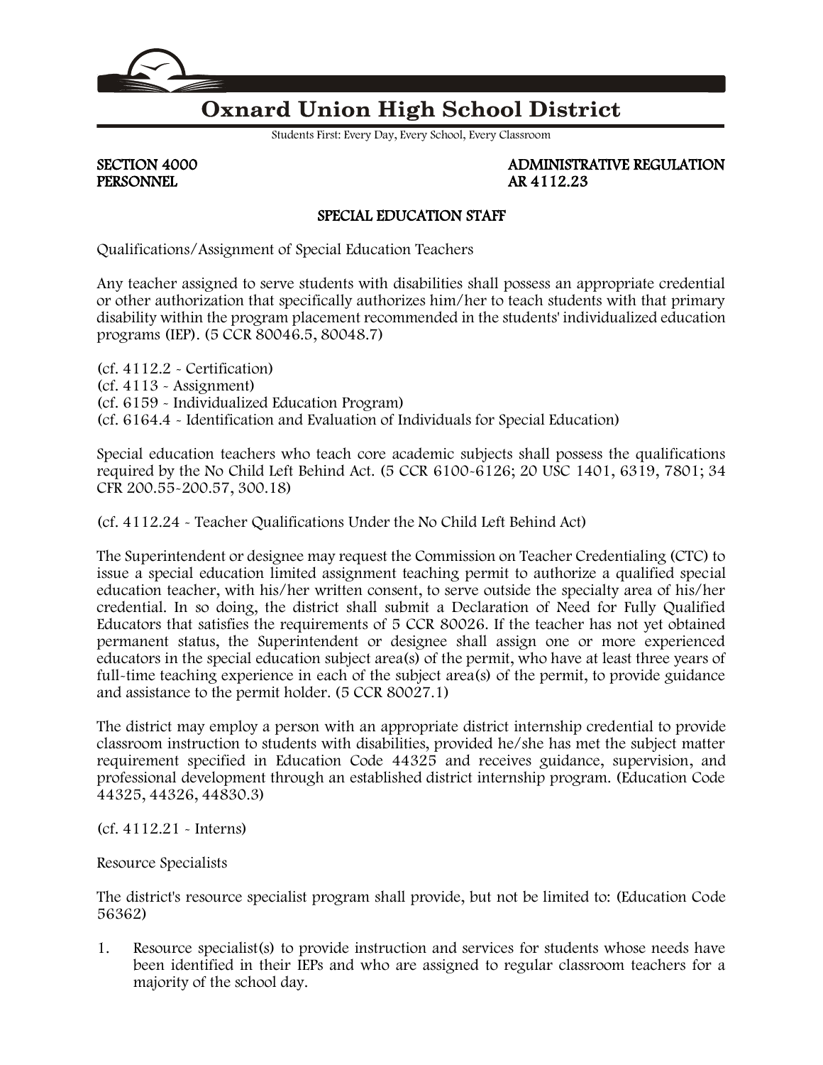# Oxnard Union High School District

Students First: Every Day, Every School, Every Classroom

**SECTION 4000**
**PERSONNEL**

**ADMINISTRATIVE REGULATION**
**AR 4112.23**

## SPECIAL EDUCATION STAFF

Qualifications/Assignment of Special Education Teachers

Any teacher assigned to serve students with disabilities shall possess an appropriate credential or other authorization that specifically authorizes him/her to teach students with that primary disability within the program placement recommended in the students' individualized education programs (IEP). (5 CCR 80046.5, 80048.7)

(cf. 4112.2 - Certification)
(cf. 4113 - Assignment)
(cf. 6159 - Individualized Education Program)
(cf. 6164.4 - Identification and Evaluation of Individuals for Special Education)

Special education teachers who teach core academic subjects shall possess the qualifications required by the No Child Left Behind Act. (5 CCR 6100-6126; 20 USC 1401, 6319, 7801; 34 CFR 200.55-200.57, 300.18)

(cf. 4112.24 - Teacher Qualifications Under the No Child Left Behind Act)

The Superintendent or designee may request the Commission on Teacher Credentialing (CTC) to issue a special education limited assignment teaching permit to authorize a qualified special education teacher, with his/her written consent, to serve outside the specialty area of his/her credential. In so doing, the district shall submit a Declaration of Need for Fully Qualified Educators that satisfies the requirements of 5 CCR 80026. If the teacher has not yet obtained permanent status, the Superintendent or designee shall assign one or more experienced educators in the special education subject area(s) of the permit, who have at least three years of full-time teaching experience in each of the subject area(s) of the permit, to provide guidance and assistance to the permit holder. (5 CCR 80027.1)

The district may employ a person with an appropriate district internship credential to provide classroom instruction to students with disabilities, provided he/she has met the subject matter requirement specified in Education Code 44325 and receives guidance, supervision, and professional development through an established district internship program. (Education Code 44325, 44326, 44830.3)

(cf. 4112.21 - Interns)

Resource Specialists

The district's resource specialist program shall provide, but not be limited to: (Education Code 56362)

1. Resource specialist(s) to provide instruction and services for students whose needs have been identified in their IEPs and who are assigned to regular classroom teachers for a majority of the school day.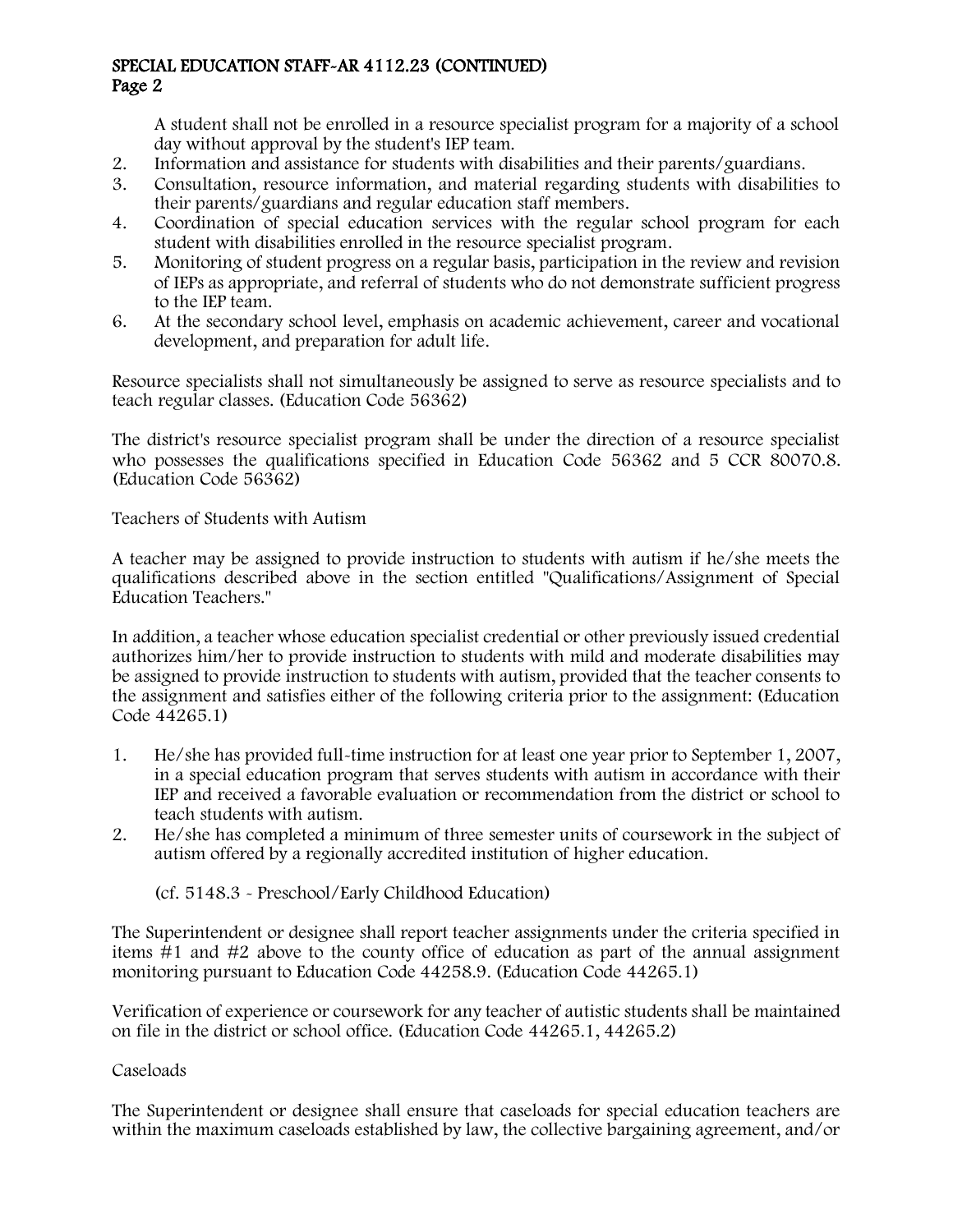A student shall not be enrolled in a resource specialist program for a majority of a school day without approval by the student's IEP team.

2. Information and assistance for students with disabilities and their parents/guardians.
3. Consultation, resource information, and material regarding students with disabilities to their parents/guardians and regular education staff members.
4. Coordination of special education services with the regular school program for each student with disabilities enrolled in the resource specialist program.
5. Monitoring of student progress on a regular basis, participation in the review and revision of IEPs as appropriate, and referral of students who do not demonstrate sufficient progress to the IEP team.
6. At the secondary school level, emphasis on academic achievement, career and vocational development, and preparation for adult life.

Resource specialists shall not simultaneously be assigned to serve as resource specialists and to teach regular classes. (Education Code 56362)

The district's resource specialist program shall be under the direction of a resource specialist who possesses the qualifications specified in Education Code 56362 and 5 CCR 80070.8. (Education Code 56362)

Teachers of Students with Autism

A teacher may be assigned to provide instruction to students with autism if he/she meets the qualifications described above in the section entitled "Qualifications/Assignment of Special Education Teachers."

In addition, a teacher whose education specialist credential or other previously issued credential authorizes him/her to provide instruction to students with mild and moderate disabilities may be assigned to provide instruction to students with autism, provided that the teacher consents to the assignment and satisfies either of the following criteria prior to the assignment: (Education Code 44265.1)

1. He/she has provided full-time instruction for at least one year prior to September 1, 2007, in a special education program that serves students with autism in accordance with their IEP and received a favorable evaluation or recommendation from the district or school to teach students with autism.
2. He/she has completed a minimum of three semester units of coursework in the subject of autism offered by a regionally accredited institution of higher education.

(cf. 5148.3 - Preschool/Early Childhood Education)

The Superintendent or designee shall report teacher assignments under the criteria specified in items #1 and #2 above to the county office of education as part of the annual assignment monitoring pursuant to Education Code 44258.9. (Education Code 44265.1)

Verification of experience or coursework for any teacher of autistic students shall be maintained on file in the district or school office. (Education Code 44265.1, 44265.2)

Caseloads

The Superintendent or designee shall ensure that caseloads for special education teachers are within the maximum caseloads established by law, the collective bargaining agreement, and/or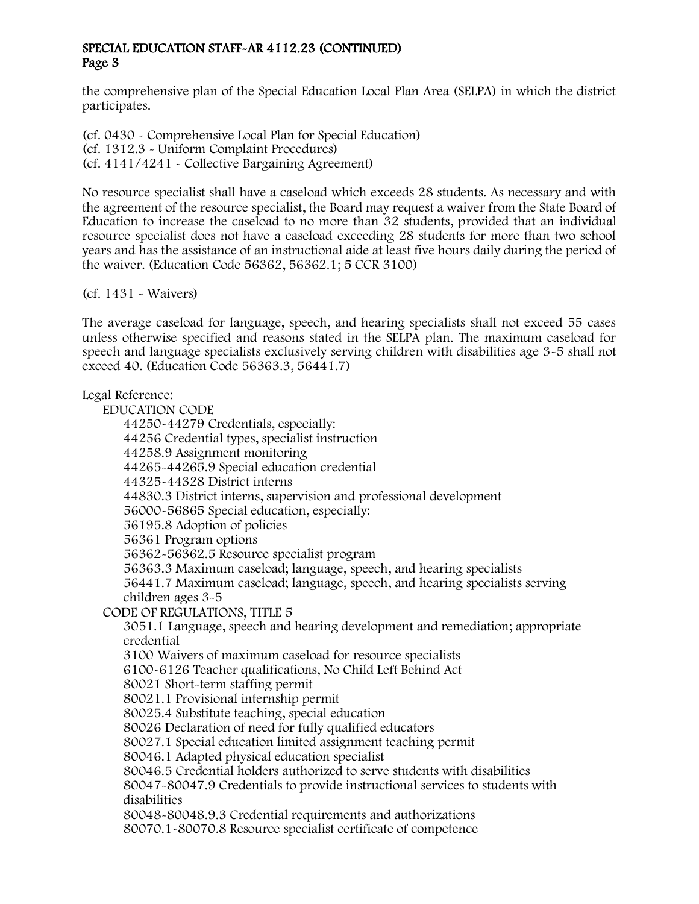the comprehensive plan of the Special Education Local Plan Area (SELPA) in which the district participates.

(cf. 0430 - Comprehensive Local Plan for Special Education)
(cf. 1312.3 - Uniform Complaint Procedures)
(cf. 4141/4241 - Collective Bargaining Agreement)

No resource specialist shall have a caseload which exceeds 28 students. As necessary and with the agreement of the resource specialist, the Board may request a waiver from the State Board of Education to increase the caseload to no more than 32 students, provided that an individual resource specialist does not have a caseload exceeding 28 students for more than two school years and has the assistance of an instructional aide at least five hours daily during the period of the waiver. (Education Code 56362, 56362.1; 5 CCR 3100)

(cf. 1431 - Waivers)

The average caseload for language, speech, and hearing specialists shall not exceed 55 cases unless otherwise specified and reasons stated in the SELPA plan. The maximum caseload for speech and language specialists exclusively serving children with disabilities age 3-5 shall not exceed 40. (Education Code 56363.3, 56441.7)

Legal Reference:

EDUCATION CODE
- 44250-44279 Credentials, especially:
- 44256 Credential types, specialist instruction
- 44258.9 Assignment monitoring
- 44265-44265.9 Special education credential
- 44325-44328 District interns
- 44830.3 District interns, supervision and professional development
- 56000-56865 Special education, especially:
- 56195.8 Adoption of policies
- 56361 Program options
- 56362-56362.5 Resource specialist program
- 56363.3 Maximum caseload; language, speech, and hearing specialists
- 56441.7 Maximum caseload; language, speech, and hearing specialists serving children ages 3-5

CODE OF REGULATIONS, TITLE 5
- 3051.1 Language, speech and hearing development and remediation; appropriate credential
- 3100 Waivers of maximum caseload for resource specialists
- 6100-6126 Teacher qualifications, No Child Left Behind Act
- 80021 Short-term staffing permit
- 80021.1 Provisional internship permit
- 80025.4 Substitute teaching, special education
- 80026 Declaration of need for fully qualified educators
- 80027.1 Special education limited assignment teaching permit
- 80046.1 Adapted physical education specialist
- 80046.5 Credential holders authorized to serve students with disabilities
- 80047-80047.9 Credentials to provide instructional services to students with disabilities
- 80048-80048.9.3 Credential requirements and authorizations
- 80070.1-80070.8 Resource specialist certificate of competence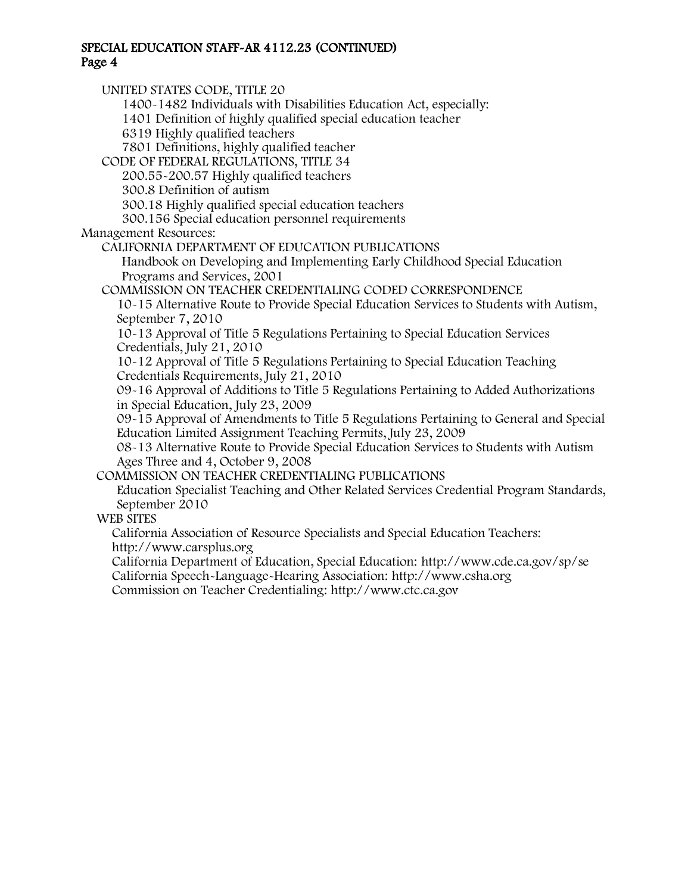UNITED STATES CODE, TITLE 20

1400-1482 Individuals with Disabilities Education Act, especially:

1401 Definition of highly qualified special education teacher

6319 Highly qualified teachers

7801 Definitions, highly qualified teacher

CODE OF FEDERAL REGULATIONS, TITLE 34

200.55-200.57 Highly qualified teachers

300.8 Definition of autism

300.18 Highly qualified special education teachers

300.156 Special education personnel requirements

Management Resources:

CALIFORNIA DEPARTMENT OF EDUCATION PUBLICATIONS

Handbook on Developing and Implementing Early Childhood Special Education Programs and Services, 2001

COMMISSION ON TEACHER CREDENTIALING CODED CORRESPONDENCE

10-15 Alternative Route to Provide Special Education Services to Students with Autism, September 7, 2010

10-13 Approval of Title 5 Regulations Pertaining to Special Education Services Credentials, July 21, 2010

10-12 Approval of Title 5 Regulations Pertaining to Special Education Teaching Credentials Requirements, July 21, 2010

09-16 Approval of Additions to Title 5 Regulations Pertaining to Added Authorizations in Special Education, July 23, 2009

09-15 Approval of Amendments to Title 5 Regulations Pertaining to General and Special Education Limited Assignment Teaching Permits, July 23, 2009

08-13 Alternative Route to Provide Special Education Services to Students with Autism Ages Three and 4, October 9, 2008

COMMISSION ON TEACHER CREDENTIALING PUBLICATIONS

Education Specialist Teaching and Other Related Services Credential Program Standards, September 2010

WEB SITES

California Association of Resource Specialists and Special Education Teachers: http://www.carsplus.org

California Department of Education, Special Education: http://www.cde.ca.gov/sp/se

California Speech-Language-Hearing Association: http://www.csha.org

Commission on Teacher Credentialing: http://www.ctc.ca.gov